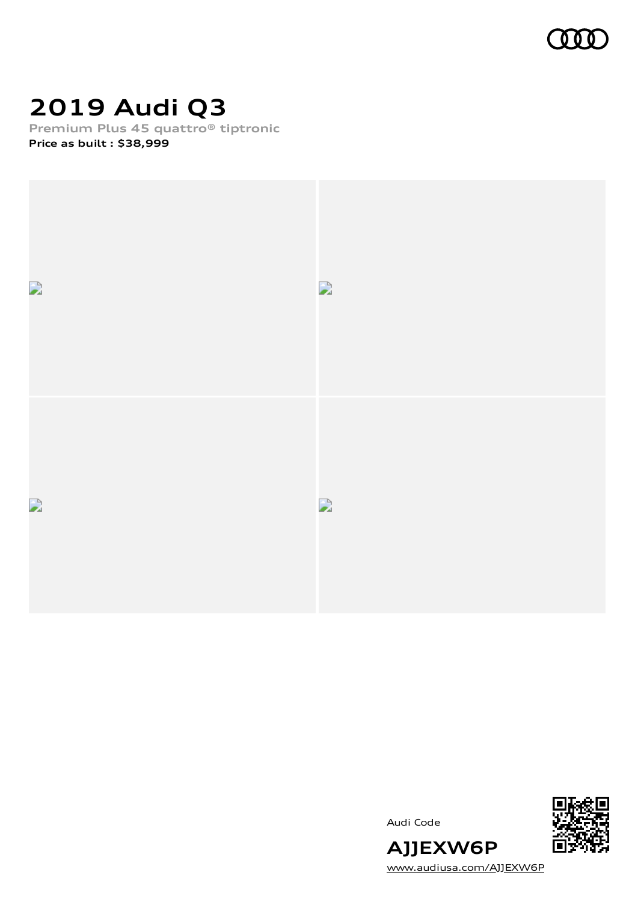# 2019 Audi Q3

**Premium Plus 45 quattro® tiptronic**

**Price as built : $38,999**

Audi Code

**AJJEXW6P**

www.audiusa.com/AJJEXW6P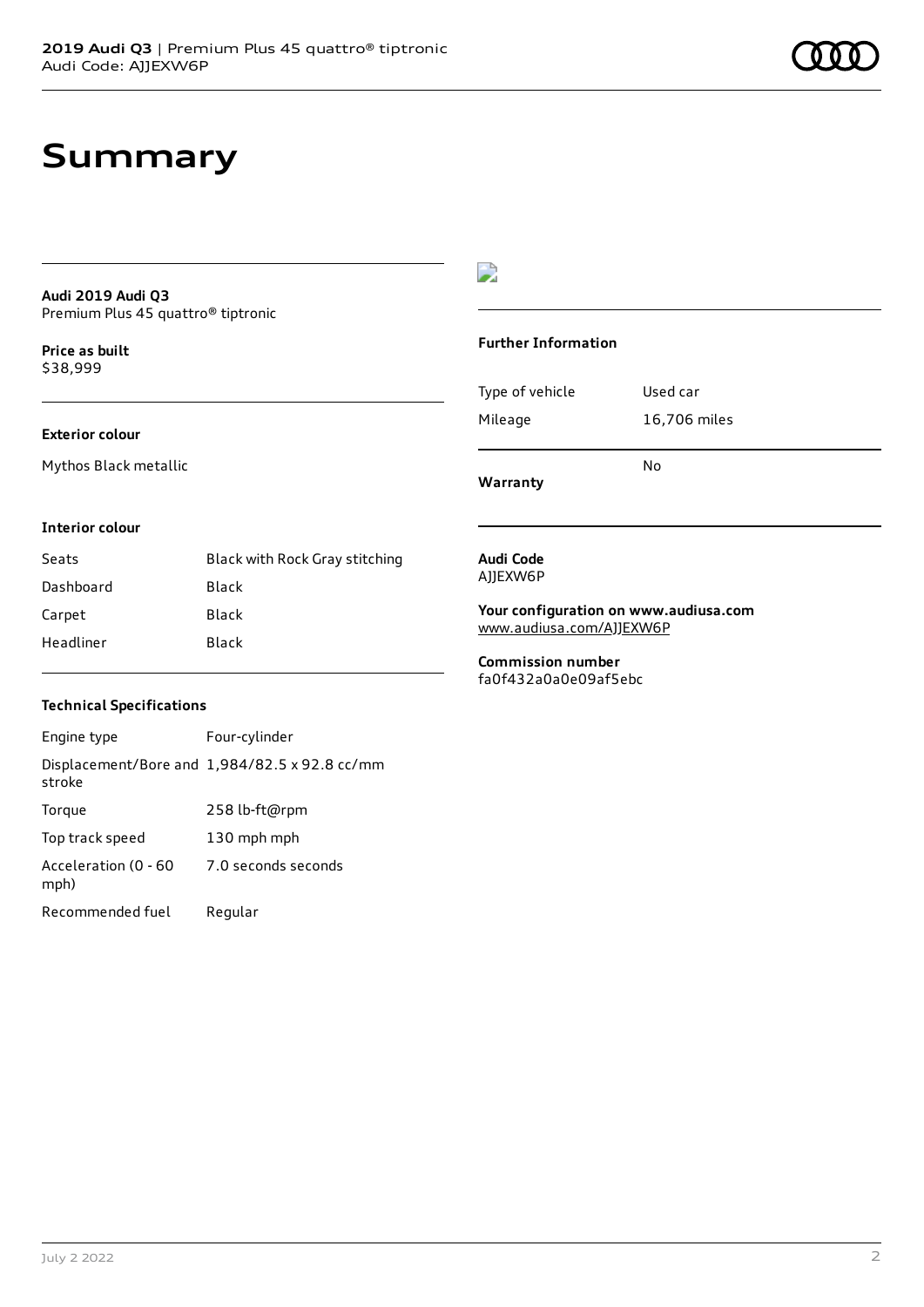# Summary

**Audi 2019 Audi Q3**
Premium Plus 45 quattro® tiptronic

**Price as built**
$38,999

### Exterior colour

Mythos Black metallic

### Interior colour

| | |
|---|---|
| Seats | Black with Rock Gray stitching |
| Dashboard | Black |
| Carpet | Black |
| Headliner | Black |

### Technical Specifications

| | |
|---|---|
| Engine type | Four-cylinder |
| Displacement/Bore and stroke | 1,984/82.5 x 92.8 cc/mm |
| Torque | 258 lb-ft@rpm |
| Top track speed | 130 mph mph |
| Acceleration (0 - 60 mph) | 7.0 seconds seconds |
| Recommended fuel | Regular |

### Further Information

| | |
|---|---|
| Type of vehicle | Used car |
| Mileage | 16,706 miles |
| **Warranty** | No |

**Audi Code**
AJJEXW6P

**Your configuration on www.audiusa.com**
www.audiusa.com/AJJEXW6P

**Commission number**
fa0f432a0a0e09af5ebc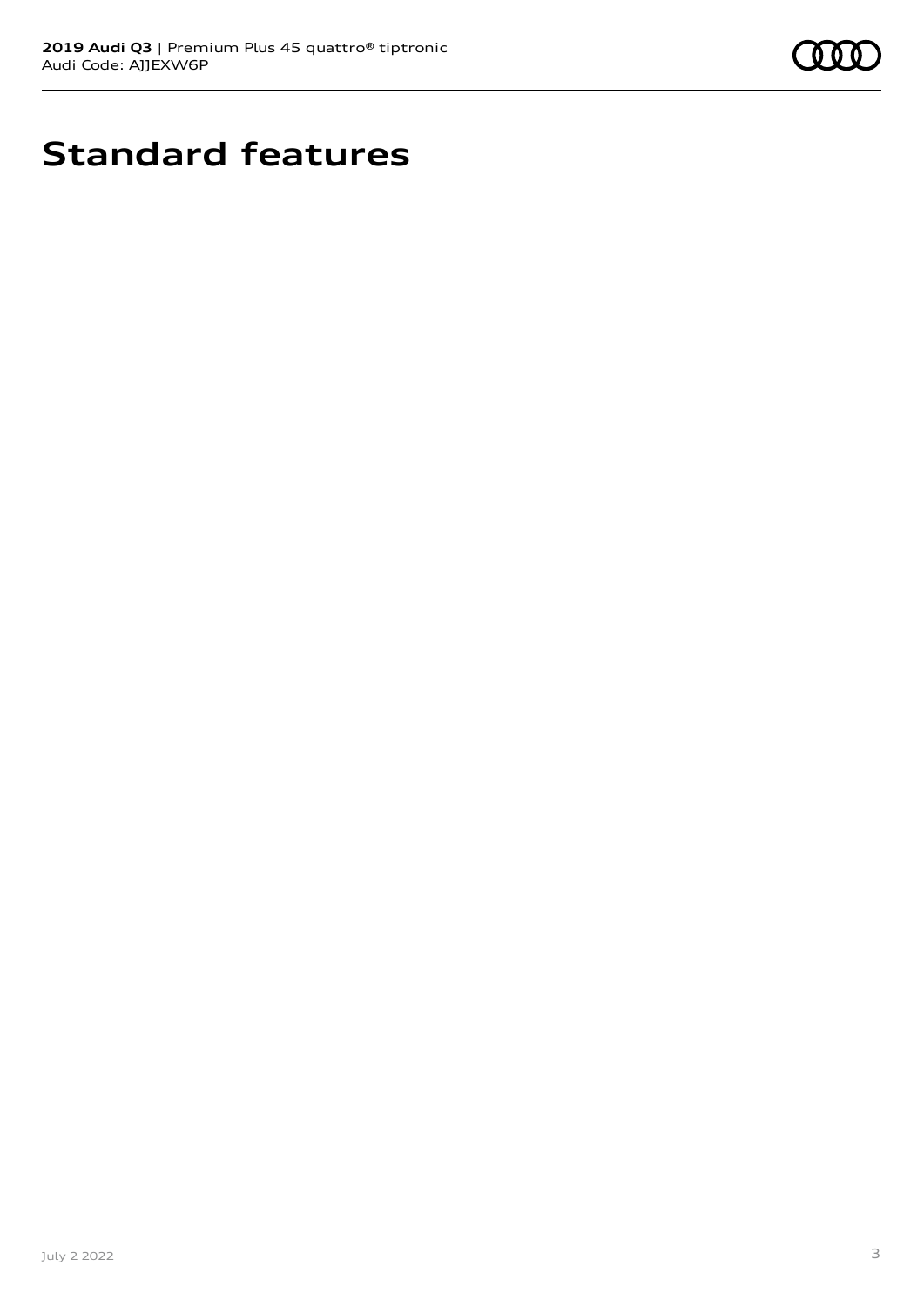# Standard features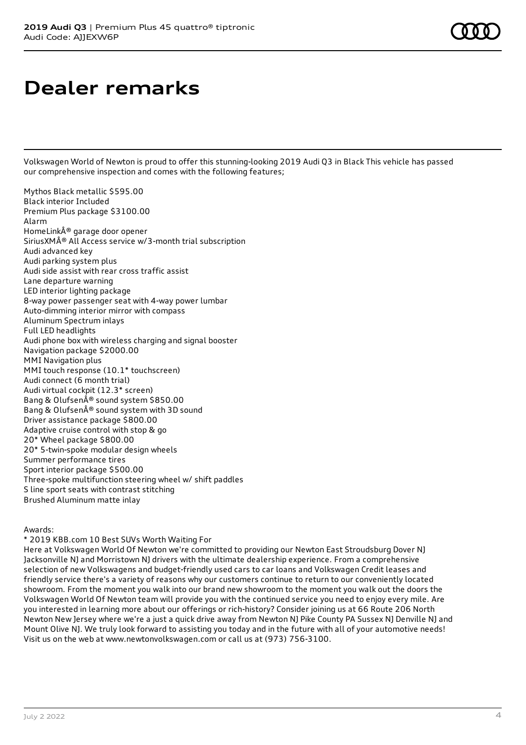# Dealer remarks

Volkswagen World of Newton is proud to offer this stunning-looking 2019 Audi Q3 in Black This vehicle has passed our comprehensive inspection and comes with the following features;

Mythos Black metallic $595.00
Black interior Included
Premium Plus package $3100.00
Alarm
HomeLinkÂ® garage door opener
SiriusXMÂ® All Access service w/3-month trial subscription
Audi advanced key
Audi parking system plus
Audi side assist with rear cross traffic assist
Lane departure warning
LED interior lighting package
8-way power passenger seat with 4-way power lumbar
Auto-dimming interior mirror with compass
Aluminum Spectrum inlays
Full LED headlights
Audi phone box with wireless charging and signal booster
Navigation package $2000.00
MMI Navigation plus
MMI touch response (10.1* touchscreen)
Audi connect (6 month trial)
Audi virtual cockpit (12.3* screen)
Bang & OlufsenÂ® sound system $850.00
Bang & OlufsenÂ® sound system with 3D sound
Driver assistance package $800.00
Adaptive cruise control with stop & go
20* Wheel package $800.00
20* 5-twin-spoke modular design wheels
Summer performance tires
Sport interior package $500.00
Three-spoke multifunction steering wheel w/ shift paddles
S line sport seats with contrast stitching
Brushed Aluminum matte inlay

Awards:
* 2019 KBB.com 10 Best SUVs Worth Waiting For
Here at Volkswagen World Of Newton we're committed to providing our Newton East Stroudsburg Dover NJ Jacksonville NJ and Morristown NJ drivers with the ultimate dealership experience. From a comprehensive selection of new Volkswagens and budget-friendly used cars to car loans and Volkswagen Credit leases and friendly service there's a variety of reasons why our customers continue to return to our conveniently located showroom. From the moment you walk into our brand new showroom to the moment you walk out the doors the Volkswagen World Of Newton team will provide you with the continued service you need to enjoy every mile. Are you interested in learning more about our offerings or rich-history? Consider joining us at 66 Route 206 North Newton New Jersey where we're a just a quick drive away from Newton NJ Pike County PA Sussex NJ Denville NJ and Mount Olive NJ. We truly look forward to assisting you today and in the future with all of your automotive needs! Visit us on the web at www.newtonvolkswagen.com or call us at (973) 756-3100.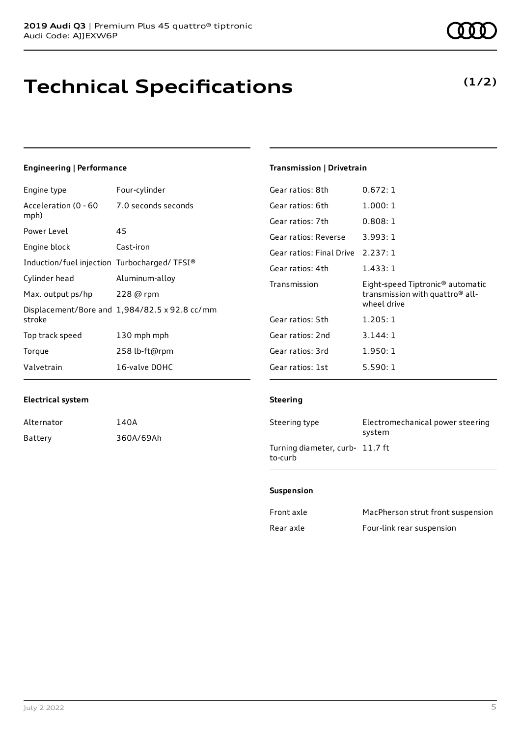# Technical Specifications

**(1/2)**

### Engineering | Performance

| | |
|---|---|
| Engine type | Four-cylinder |
| Acceleration (0 - 60 mph) | 7.0 seconds seconds |
| Power Level | 45 |
| Engine block | Cast-iron |
| Induction/fuel injection | Turbocharged/ TFSI® |
| Cylinder head | Aluminum-alloy |
| Max. output ps/hp | 228 @ rpm |
| Displacement/Bore and stroke | 1,984/82.5 x 92.8 cc/mm |
| Top track speed | 130 mph mph |
| Torque | 258 lb-ft@rpm |
| Valvetrain | 16-valve DOHC |

### Electrical system

| | |
|---|---|
| Alternator | 140A |
| Battery | 360A/69Ah |

### Transmission | Drivetrain

| | |
|---|---|
| Gear ratios: 8th | 0.672: 1 |
| Gear ratios: 6th | 1.000: 1 |
| Gear ratios: 7th | 0.808: 1 |
| Gear ratios: Reverse | 3.993: 1 |
| Gear ratios: Final Drive | 2.237: 1 |
| Gear ratios: 4th | 1.433: 1 |
| Transmission | Eight-speed Tiptronic® automatic transmission with quattro® all-wheel drive |
| Gear ratios: 5th | 1.205: 1 |
| Gear ratios: 2nd | 3.144: 1 |
| Gear ratios: 3rd | 1.950: 1 |
| Gear ratios: 1st | 5.590: 1 |

### Steering

| | |
|---|---|
| Steering type | Electromechanical power steering system |
| Turning diameter, curb-to-curb | 11.7 ft |

### Suspension

| | |
|---|---|
| Front axle | MacPherson strut front suspension |
| Rear axle | Four-link rear suspension |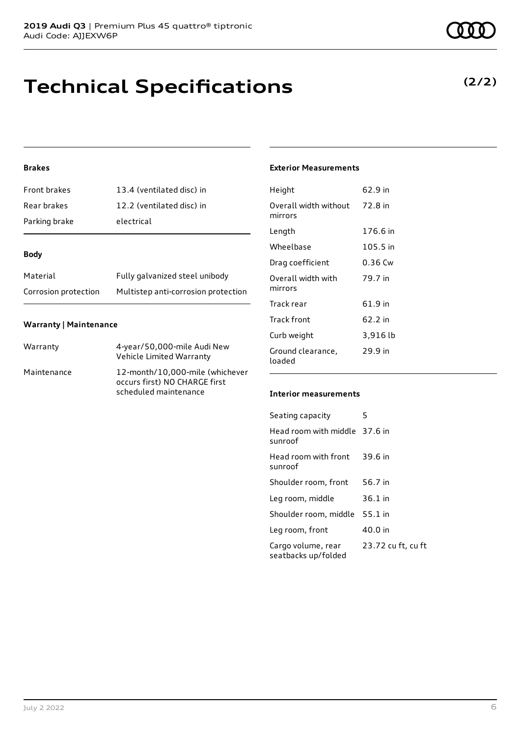# Technical Specifications

**(2/2)**

### Brakes

| | |
|---|---|
| Front brakes | 13.4 (ventilated disc) in |
| Rear brakes | 12.2 (ventilated disc) in |
| Parking brake | electrical |

### Body

| | |
|---|---|
| Material | Fully galvanized steel unibody |
| Corrosion protection | Multistep anti-corrosion protection |

### Warranty | Maintenance

| | |
|---|---|
| Warranty | 4-year/50,000-mile Audi New Vehicle Limited Warranty |
| Maintenance | 12-month/10,000-mile (whichever occurs first) NO CHARGE first scheduled maintenance |

### Exterior Measurements

| | |
|---|---|
| Height | 62.9 in |
| Overall width without mirrors | 72.8 in |
| Length | 176.6 in |
| Wheelbase | 105.5 in |
| Drag coefficient | 0.36 Cw |
| Overall width with mirrors | 79.7 in |
| Track rear | 61.9 in |
| Track front | 62.2 in |
| Curb weight | 3,916 lb |
| Ground clearance, loaded | 29.9 in |

### Interior measurements

| | |
|---|---|
| Seating capacity | 5 |
| Head room with middle sunroof | 37.6 in |
| Head room with front sunroof | 39.6 in |
| Shoulder room, front | 56.7 in |
| Leg room, middle | 36.1 in |
| Shoulder room, middle | 55.1 in |
| Leg room, front | 40.0 in |
| Cargo volume, rear seatbacks up/folded | 23.72 cu ft, cu ft |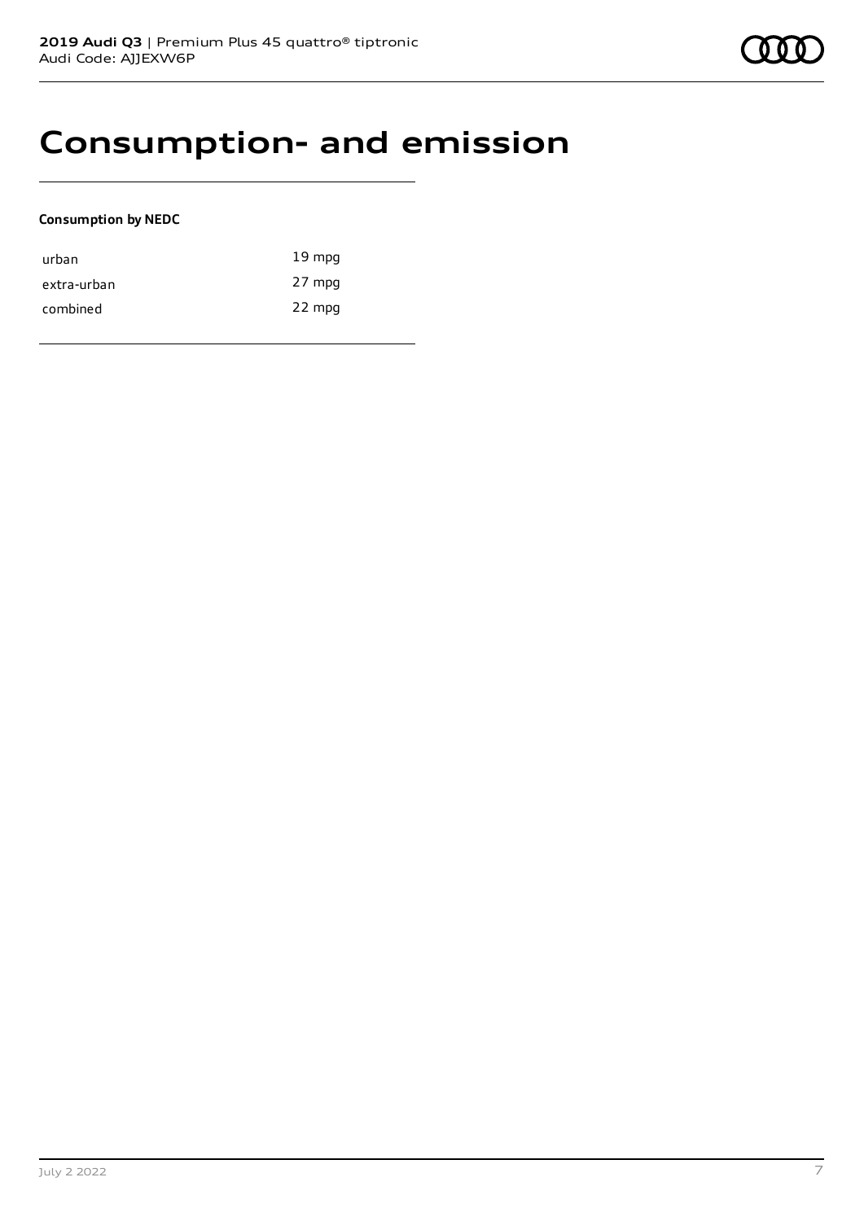# Consumption- and emission

**Consumption by NEDC**

| | |
|---|---|
| urban | 19 mpg |
| extra-urban | 27 mpg |
| combined | 22 mpg |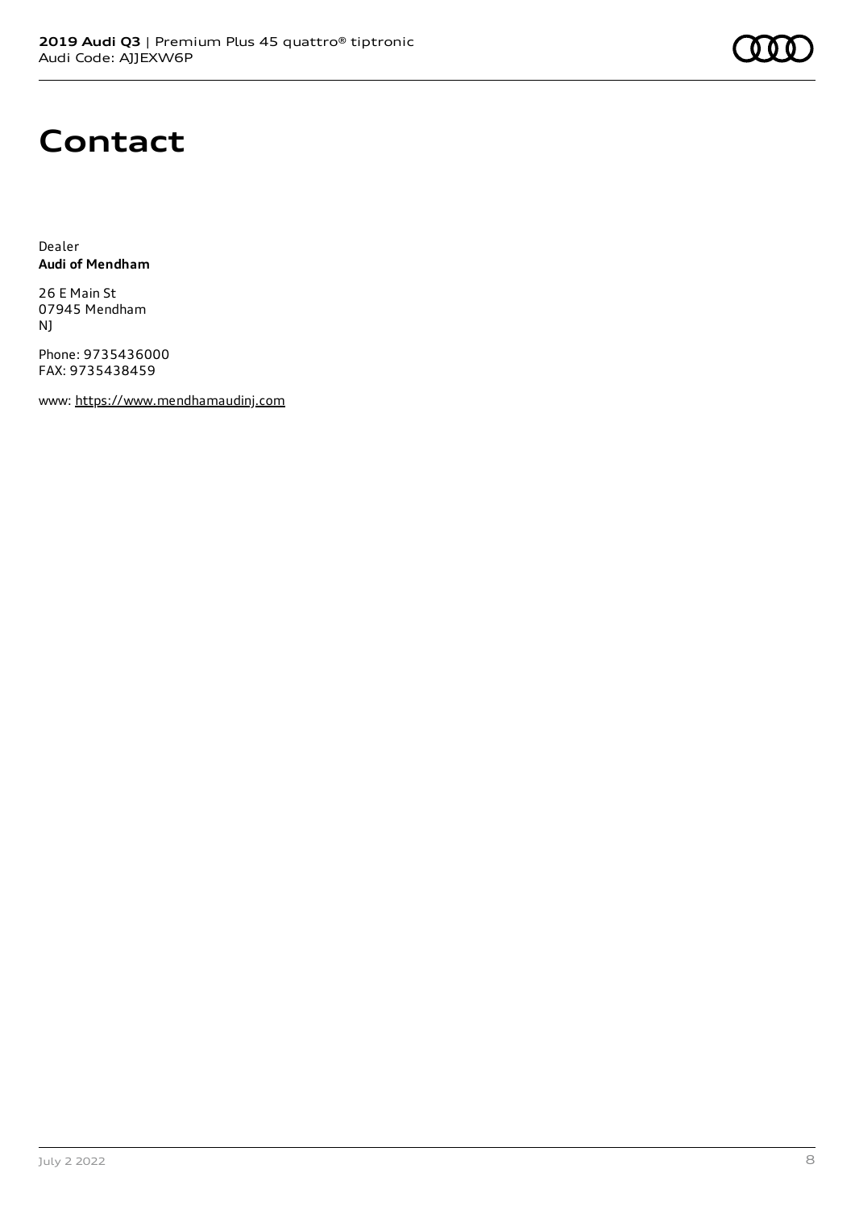# Contact

Dealer
**Audi of Mendham**

26 E Main St
07945 Mendham
NJ

Phone: 9735436000
FAX: 9735438459

www: https://www.mendhamaudinj.com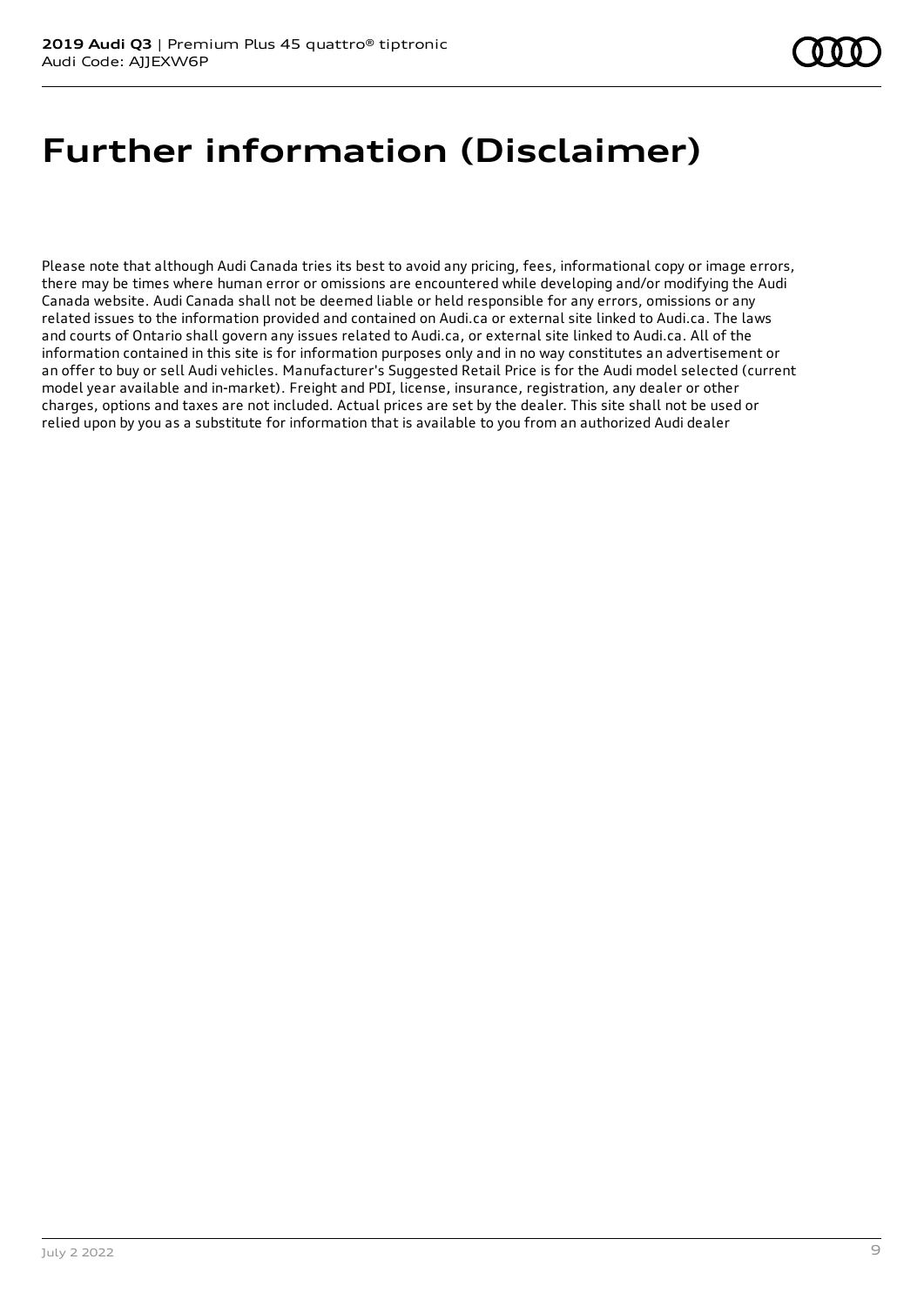# Further information (Disclaimer)

Please note that although Audi Canada tries its best to avoid any pricing, fees, informational copy or image errors, there may be times where human error or omissions are encountered while developing and/or modifying the Audi Canada website. Audi Canada shall not be deemed liable or held responsible for any errors, omissions or any related issues to the information provided and contained on Audi.ca or external site linked to Audi.ca. The laws and courts of Ontario shall govern any issues related to Audi.ca, or external site linked to Audi.ca. All of the information contained in this site is for information purposes only and in no way constitutes an advertisement or an offer to buy or sell Audi vehicles. Manufacturer's Suggested Retail Price is for the Audi model selected (current model year available and in-market). Freight and PDI, license, insurance, registration, any dealer or other charges, options and taxes are not included. Actual prices are set by the dealer. This site shall not be used or relied upon by you as a substitute for information that is available to you from an authorized Audi dealer